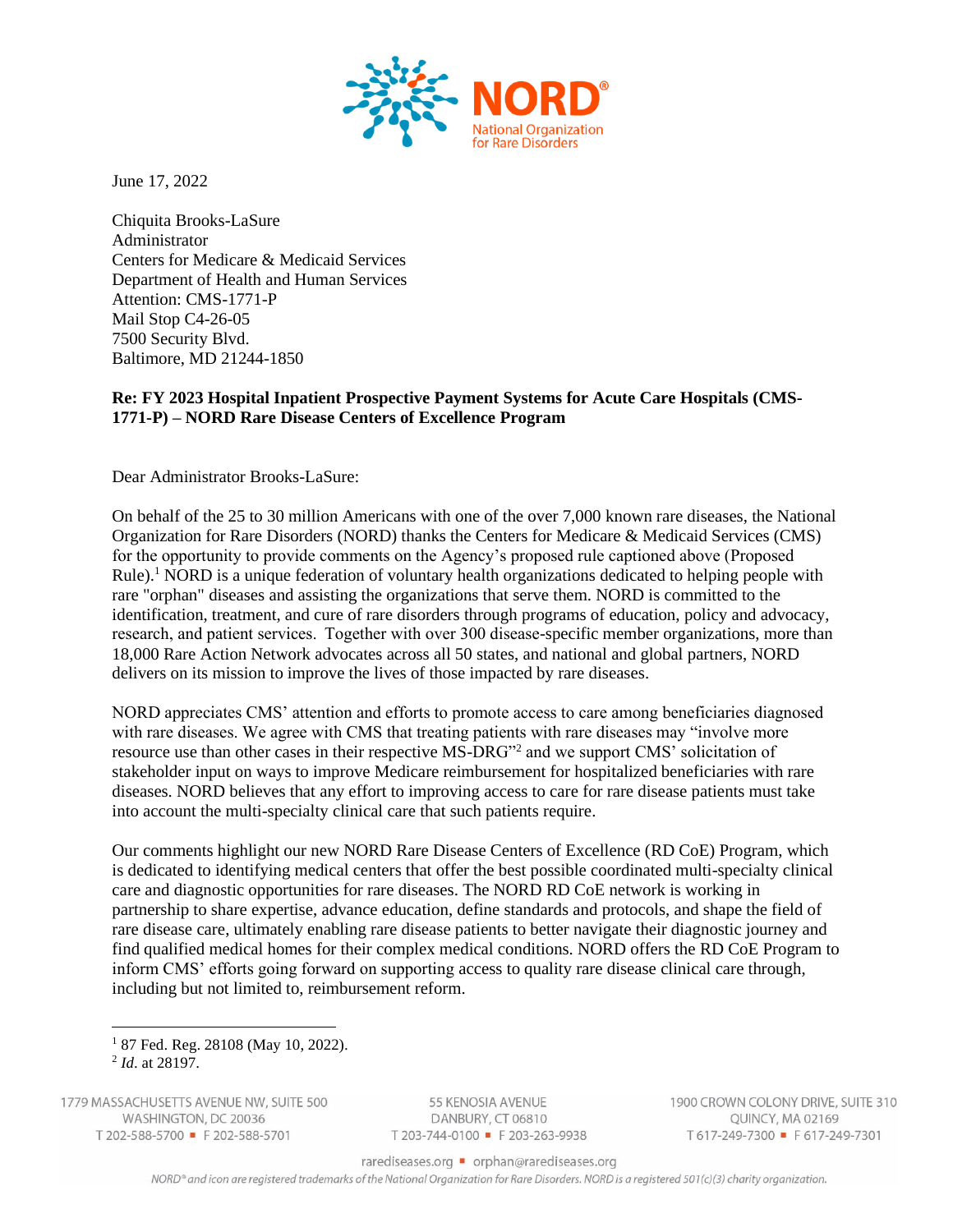June 17, 2022

Chiquita Brooks-LaSure
Administrator
Centers for Medicare & Medicaid Services
Department of Health and Human Services
Attention: CMS-1771-P
Mail Stop C4-26-05
7500 Security Blvd.
Baltimore, MD 21244-1850

**Re: FY 2023 Hospital Inpatient Prospective Payment Systems for Acute Care Hospitals (CMS-1771-P) – NORD Rare Disease Centers of Excellence Program**

Dear Administrator Brooks-LaSure:

On behalf of the 25 to 30 million Americans with one of the over 7,000 known rare diseases, the National Organization for Rare Disorders (NORD) thanks the Centers for Medicare & Medicaid Services (CMS) for the opportunity to provide comments on the Agency's proposed rule captioned above (Proposed Rule).[1] NORD is a unique federation of voluntary health organizations dedicated to helping people with rare "orphan" diseases and assisting the organizations that serve them. NORD is committed to the identification, treatment, and cure of rare disorders through programs of education, policy and advocacy, research, and patient services. Together with over 300 disease-specific member organizations, more than 18,000 Rare Action Network advocates across all 50 states, and national and global partners, NORD delivers on its mission to improve the lives of those impacted by rare diseases.

NORD appreciates CMS' attention and efforts to promote access to care among beneficiaries diagnosed with rare diseases. We agree with CMS that treating patients with rare diseases may "involve more resource use than other cases in their respective MS-DRG"[2] and we support CMS' solicitation of stakeholder input on ways to improve Medicare reimbursement for hospitalized beneficiaries with rare diseases. NORD believes that any effort to improving access to care for rare disease patients must take into account the multi-specialty clinical care that such patients require.

Our comments highlight our new NORD Rare Disease Centers of Excellence (RD CoE) Program, which is dedicated to identifying medical centers that offer the best possible coordinated multi-specialty clinical care and diagnostic opportunities for rare diseases. The NORD RD CoE network is working in partnership to share expertise, advance education, define standards and protocols, and shape the field of rare disease care, ultimately enabling rare disease patients to better navigate their diagnostic journey and find qualified medical homes for their complex medical conditions. NORD offers the RD CoE Program to inform CMS' efforts going forward on supporting access to quality rare disease clinical care through, including but not limited to, reimbursement reform.

---

[1] 87 Fed. Reg. 28108 (May 10, 2022).

[2] *Id*. at 28197.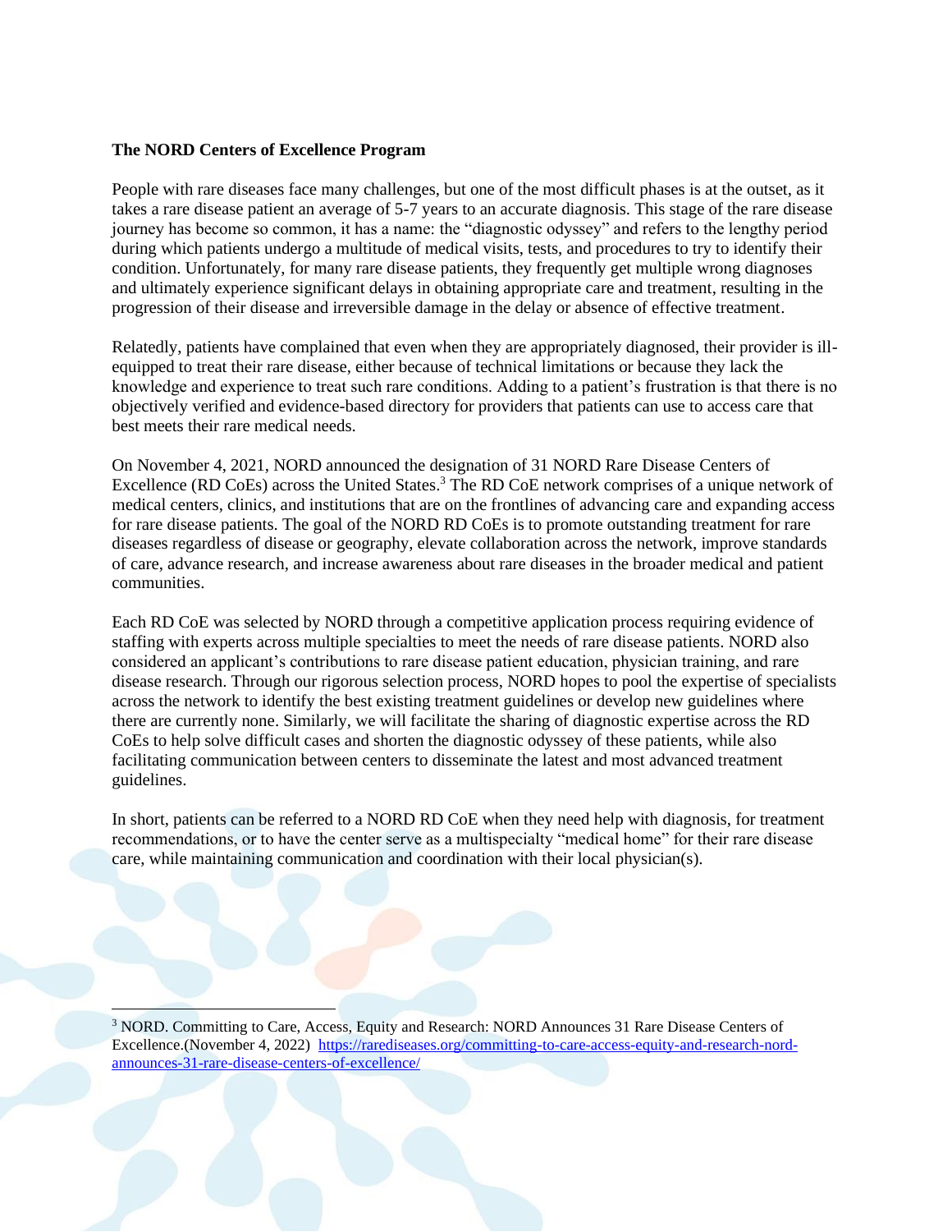**The NORD Centers of Excellence Program**

People with rare diseases face many challenges, but one of the most difficult phases is at the outset, as it takes a rare disease patient an average of 5-7 years to an accurate diagnosis. This stage of the rare disease journey has become so common, it has a name: the "diagnostic odyssey" and refers to the lengthy period during which patients undergo a multitude of medical visits, tests, and procedures to try to identify their condition. Unfortunately, for many rare disease patients, they frequently get multiple wrong diagnoses and ultimately experience significant delays in obtaining appropriate care and treatment, resulting in the progression of their disease and irreversible damage in the delay or absence of effective treatment.

Relatedly, patients have complained that even when they are appropriately diagnosed, their provider is ill-equipped to treat their rare disease, either because of technical limitations or because they lack the knowledge and experience to treat such rare conditions. Adding to a patient's frustration is that there is no objectively verified and evidence-based directory for providers that patients can use to access care that best meets their rare medical needs.

On November 4, 2021, NORD announced the designation of 31 NORD Rare Disease Centers of Excellence (RD CoEs) across the United States.[3] The RD CoE network comprises of a unique network of medical centers, clinics, and institutions that are on the frontlines of advancing care and expanding access for rare disease patients. The goal of the NORD RD CoEs is to promote outstanding treatment for rare diseases regardless of disease or geography, elevate collaboration across the network, improve standards of care, advance research, and increase awareness about rare diseases in the broader medical and patient communities.

Each RD CoE was selected by NORD through a competitive application process requiring evidence of staffing with experts across multiple specialties to meet the needs of rare disease patients. NORD also considered an applicant's contributions to rare disease patient education, physician training, and rare disease research. Through our rigorous selection process, NORD hopes to pool the expertise of specialists across the network to identify the best existing treatment guidelines or develop new guidelines where there are currently none. Similarly, we will facilitate the sharing of diagnostic expertise across the RD CoEs to help solve difficult cases and shorten the diagnostic odyssey of these patients, while also facilitating communication between centers to disseminate the latest and most advanced treatment guidelines.

In short, patients can be referred to a NORD RD CoE when they need help with diagnosis, for treatment recommendations, or to have the center serve as a multispecialty "medical home" for their rare disease care, while maintaining communication and coordination with their local physician(s).

---

[3] NORD. Committing to Care, Access, Equity and Research: NORD Announces 31 Rare Disease Centers of Excellence.(November 4, 2022) https://rarediseases.org/committing-to-care-access-equity-and-research-nord-announces-31-rare-disease-centers-of-excellence/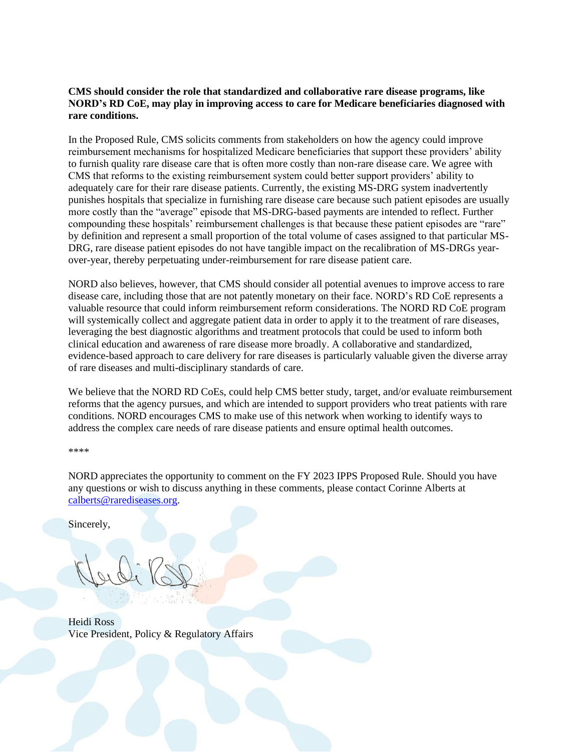**CMS should consider the role that standardized and collaborative rare disease programs, like NORD's RD CoE, may play in improving access to care for Medicare beneficiaries diagnosed with rare conditions.**

In the Proposed Rule, CMS solicits comments from stakeholders on how the agency could improve reimbursement mechanisms for hospitalized Medicare beneficiaries that support these providers' ability to furnish quality rare disease care that is often more costly than non-rare disease care. We agree with CMS that reforms to the existing reimbursement system could better support providers' ability to adequately care for their rare disease patients. Currently, the existing MS-DRG system inadvertently punishes hospitals that specialize in furnishing rare disease care because such patient episodes are usually more costly than the "average" episode that MS-DRG-based payments are intended to reflect. Further compounding these hospitals' reimbursement challenges is that because these patient episodes are "rare" by definition and represent a small proportion of the total volume of cases assigned to that particular MS-DRG, rare disease patient episodes do not have tangible impact on the recalibration of MS-DRGs year-over-year, thereby perpetuating under-reimbursement for rare disease patient care.

NORD also believes, however, that CMS should consider all potential avenues to improve access to rare disease care, including those that are not patently monetary on their face. NORD's RD CoE represents a valuable resource that could inform reimbursement reform considerations. The NORD RD CoE program will systemically collect and aggregate patient data in order to apply it to the treatment of rare diseases, leveraging the best diagnostic algorithms and treatment protocols that could be used to inform both clinical education and awareness of rare disease more broadly. A collaborative and standardized, evidence-based approach to care delivery for rare diseases is particularly valuable given the diverse array of rare diseases and multi-disciplinary standards of care.

We believe that the NORD RD CoEs, could help CMS better study, target, and/or evaluate reimbursement reforms that the agency pursues, and which are intended to support providers who treat patients with rare conditions. NORD encourages CMS to make use of this network when working to identify ways to address the complex care needs of rare disease patients and ensure optimal health outcomes.

****

NORD appreciates the opportunity to comment on the FY 2023 IPPS Proposed Rule. Should you have any questions or wish to discuss anything in these comments, please contact Corinne Alberts at calberts@rarediseases.org.

Sincerely,

Heidi Ross
Vice President, Policy & Regulatory Affairs